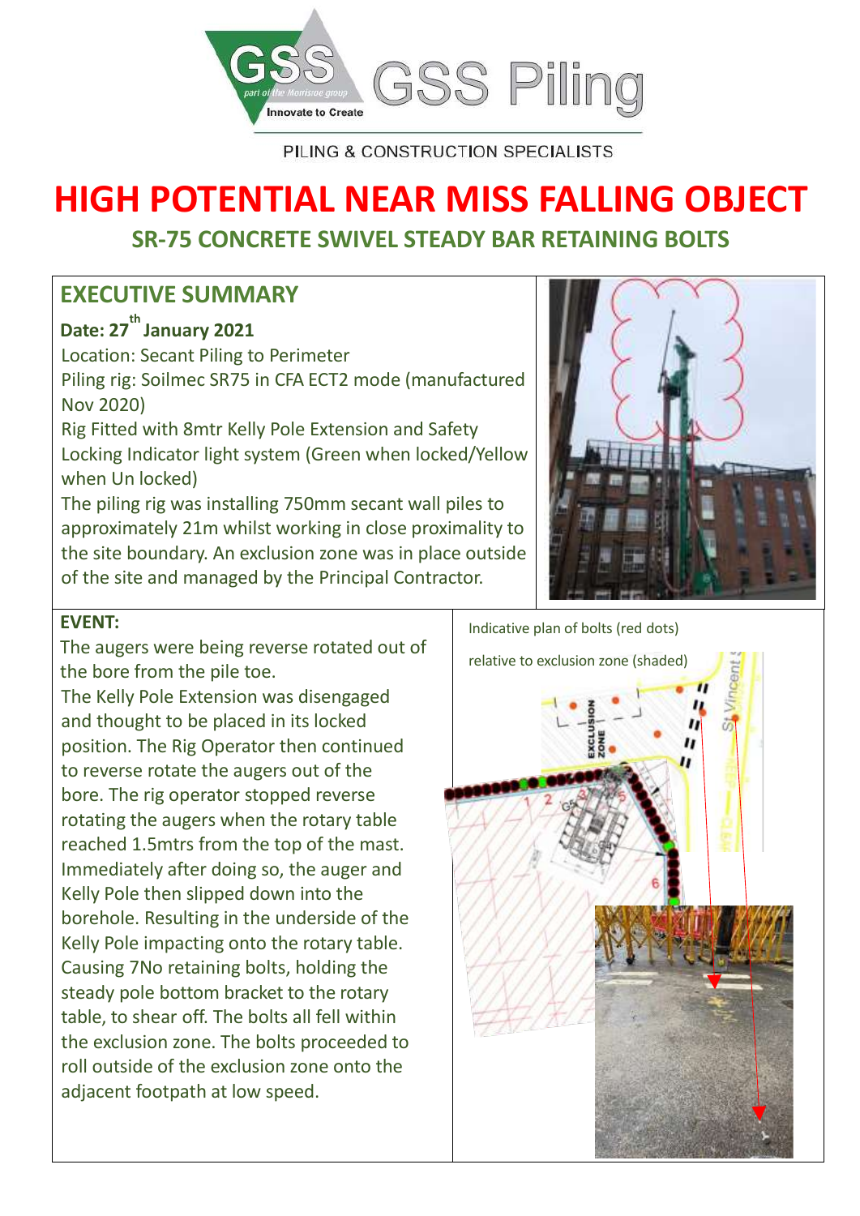GSS Piling

PILING & CONSTRUCTION SPECIALISTS

# HIGH POTENTIAL NEAR MISS FALLING OBJECT

## SR-75 CONCRETE SWIVEL STEADY BAR RETAINING BOLTS

## EXECUTIVE SUMMARY

**Date: 27th January 2021**

Location: Secant Piling to Perimeter

Piling rig: Soilmec SR75 in CFA ECT2 mode (manufactured Nov 2020)

Rig Fitted with 8mtr Kelly Pole Extension and Safety Locking Indicator light system (Green when locked/Yellow when Un locked)

The piling rig was installing 750mm secant wall piles to approximately 21m whilst working in close proximity to the site boundary. An exclusion zone was in place outside of the site and managed by the Principal Contractor.

**EVENT:**

The augers were being reverse rotated out of the bore from the pile toe.

The Kelly Pole Extension was disengaged and thought to be placed in its locked position. The Rig Operator then continued to reverse rotate the augers out of the bore. The rig operator stopped reverse rotating the augers when the rotary table reached 1.5mtrs from the top of the mast. Immediately after doing so, the auger and Kelly Pole then slipped down into the borehole. Resulting in the underside of the Kelly Pole impacting onto the rotary table. Causing 7No retaining bolts, holding the steady pole bottom bracket to the rotary table, to shear off. The bolts all fell within the exclusion zone. The bolts proceeded to roll outside of the exclusion zone onto the adjacent footpath at low speed.

Indicative plan of bolts (red dots) relative to exclusion zone (shaded)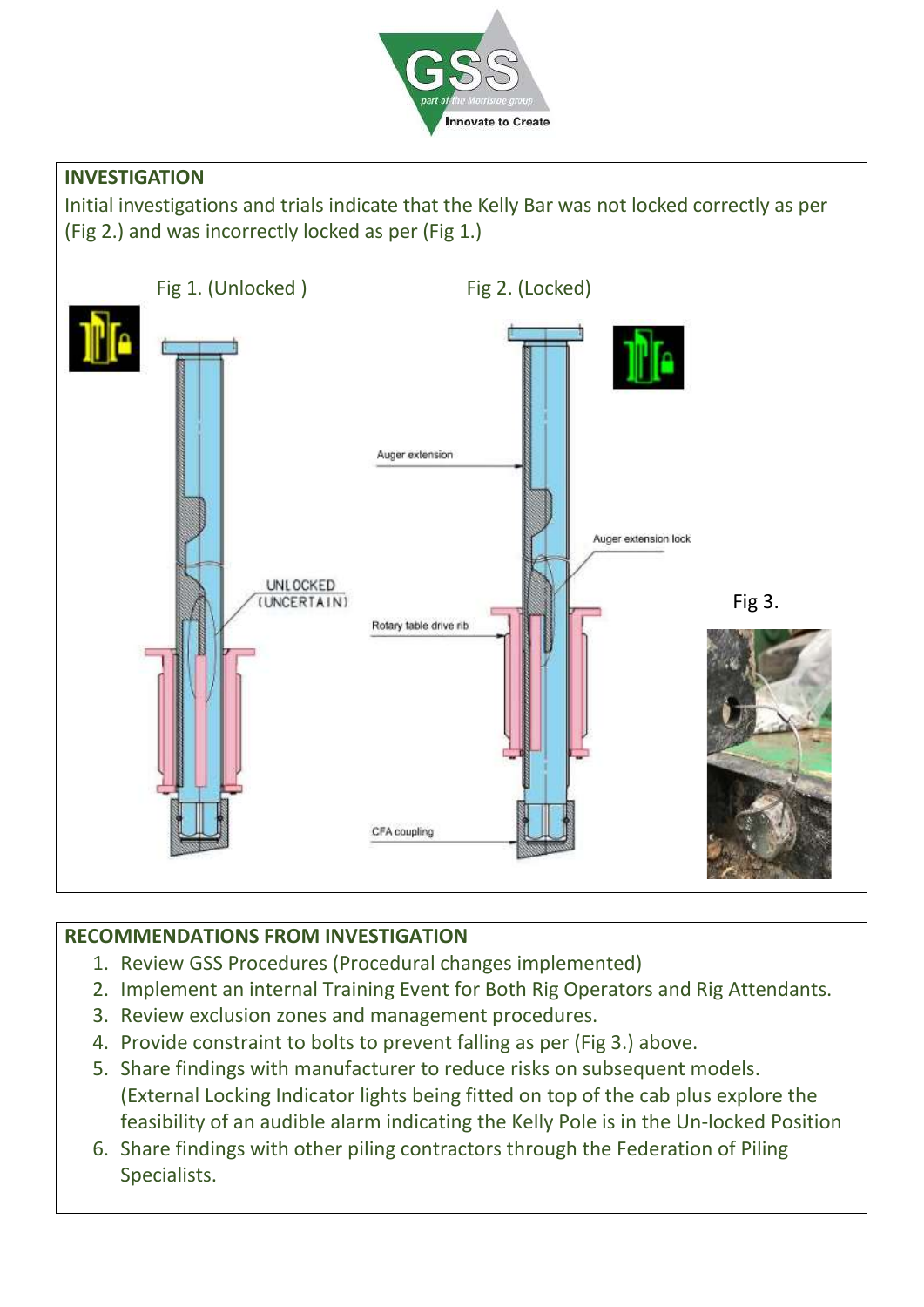## INVESTIGATION

Initial investigations and trials indicate that the Kelly Bar was not locked correctly as per (Fig 2.) and was incorrectly locked as per (Fig 1.)

Fig 1. (Unlocked )

UNLOCKED
(UNCERTAIN)

Fig 2. (Locked)

Auger extension

Auger extension lock

Rotary table drive rib

CFA coupling

Fig 3.

## RECOMMENDATIONS FROM INVESTIGATION

1. Review GSS Procedures (Procedural changes implemented)
2. Implement an internal Training Event for Both Rig Operators and Rig Attendants.
3. Review exclusion zones and management procedures.
4. Provide constraint to bolts to prevent falling as per (Fig 3.) above.
5. Share findings with manufacturer to reduce risks on subsequent models. (External Locking Indicator lights being fitted on top of the cab plus explore the feasibility of an audible alarm indicating the Kelly Pole is in the Un-locked Position
6. Share findings with other piling contractors through the Federation of Piling Specialists.